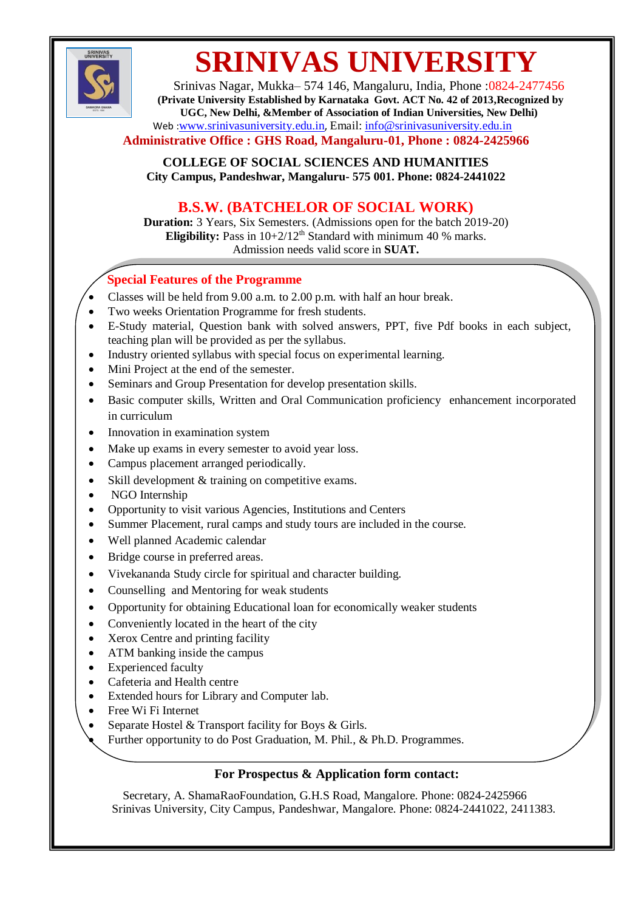# SRINIVAS UNIVERSITY

Srinivas Nagar, Mukka– 574 146, Mangaluru, India, Phone :0824-2477456

**(Private University Established by Karnataka Govt. ACT No. 42 of 2013,Recognized by UGC, New Delhi, &Member of Association of Indian Universities, New Delhi)**

Web :www.srinivasuniversity.edu.in, Email: info@srinivasuniversity.edu.in

**Administrative Office : GHS Road, Mangaluru-01, Phone : 0824-2425966**

## COLLEGE OF SOCIAL SCIENCES AND HUMANITIES

**City Campus, Pandeshwar, Mangaluru- 575 001. Phone: 0824-2441022**

## B.S.W. (BATCHELOR OF SOCIAL WORK)

**Duration:** 3 Years, Six Semesters. (Admissions open for the batch 2019-20)

**Eligibility:** Pass in 10+2/12th Standard with minimum 40 % marks.

Admission needs valid score in **SUAT.**

### Special Features of the Programme

- Classes will be held from 9.00 a.m. to 2.00 p.m. with half an hour break.
- Two weeks Orientation Programme for fresh students.
- E-Study material, Question bank with solved answers, PPT, five Pdf books in each subject, teaching plan will be provided as per the syllabus.
- Industry oriented syllabus with special focus on experimental learning.
- Mini Project at the end of the semester.
- Seminars and Group Presentation for develop presentation skills.
- Basic computer skills, Written and Oral Communication proficiency enhancement incorporated in curriculum
- Innovation in examination system
- Make up exams in every semester to avoid year loss.
- Campus placement arranged periodically.
- Skill development & training on competitive exams.
- NGO Internship
- Opportunity to visit various Agencies, Institutions and Centers
- Summer Placement, rural camps and study tours are included in the course.
- Well planned Academic calendar
- Bridge course in preferred areas.
- Vivekananda Study circle for spiritual and character building.
- Counselling and Mentoring for weak students
- Opportunity for obtaining Educational loan for economically weaker students
- Conveniently located in the heart of the city
- Xerox Centre and printing facility
- ATM banking inside the campus
- Experienced faculty
- Cafeteria and Health centre
- Extended hours for Library and Computer lab.
- Free Wi Fi Internet
- Separate Hostel & Transport facility for Boys & Girls.
- Further opportunity to do Post Graduation, M. Phil., & Ph.D. Programmes.

### For Prospectus & Application form contact:

Secretary, A. ShamaRaoFoundation, G.H.S Road, Mangalore. Phone: 0824-2425966

Srinivas University, City Campus, Pandeshwar, Mangalore. Phone: 0824-2441022, 2411383.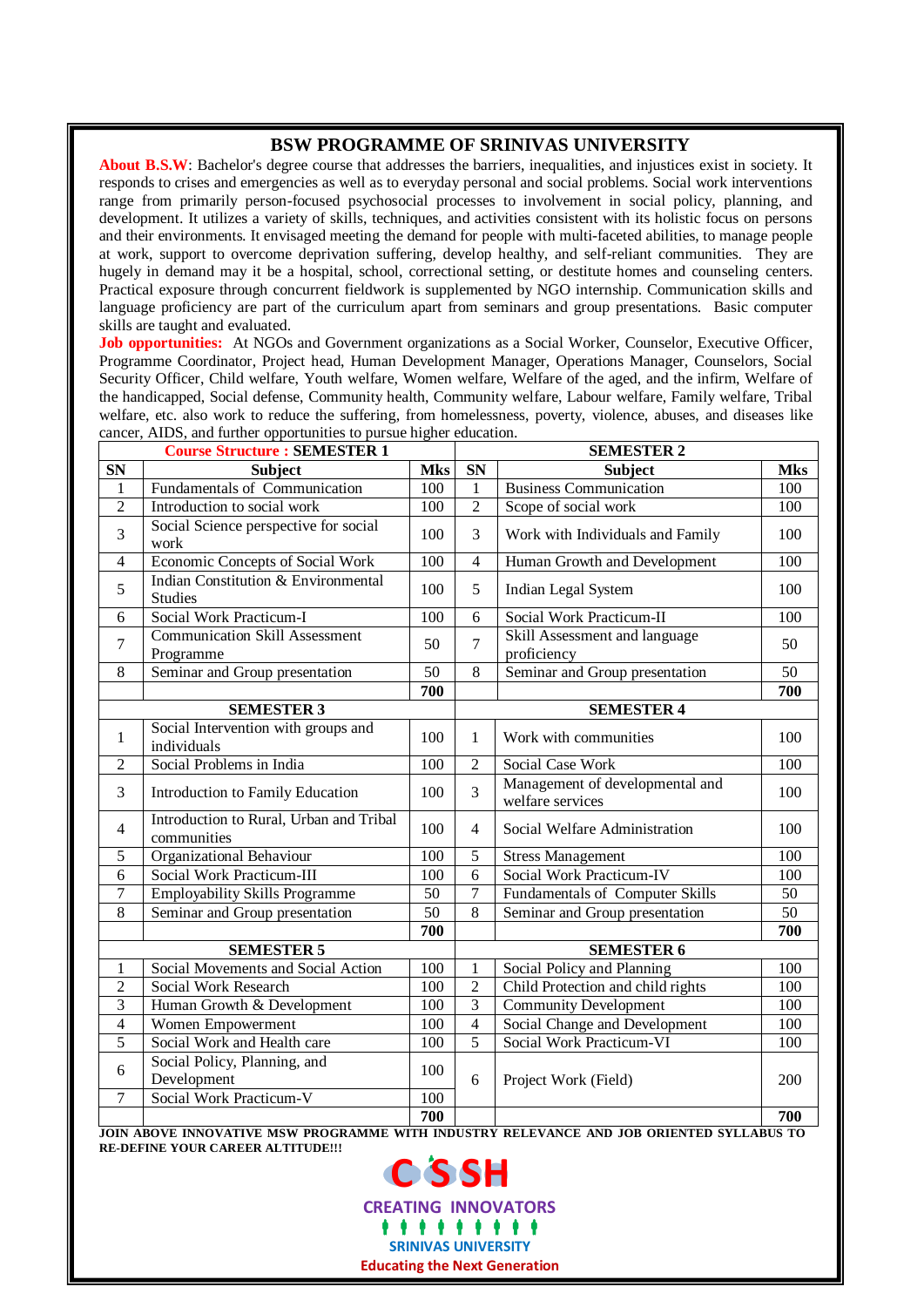# BSW PROGRAMME OF SRINIVAS UNIVERSITY

**About B.S.W**: Bachelor's degree course that addresses the barriers, inequalities, and injustices exist in society. It responds to crises and emergencies as well as to everyday personal and social problems. Social work interventions range from primarily person-focused psychosocial processes to involvement in social policy, planning, and development. It utilizes a variety of skills, techniques, and activities consistent with its holistic focus on persons and their environments. It envisaged meeting the demand for people with multi-faceted abilities, to manage people at work, support to overcome deprivation suffering, develop healthy, and self-reliant communities. They are hugely in demand may it be a hospital, school, correctional setting, or destitute homes and counseling centers. Practical exposure through concurrent fieldwork is supplemented by NGO internship. Communication skills and language proficiency are part of the curriculum apart from seminars and group presentations. Basic computer skills are taught and evaluated.

**Job opportunities:** At NGOs and Government organizations as a Social Worker, Counselor, Executive Officer, Programme Coordinator, Project head, Human Development Manager, Operations Manager, Counselors, Social Security Officer, Child welfare, Youth welfare, Women welfare, Welfare of the aged, and the infirm, Welfare of the handicapped, Social defense, Community health, Community welfare, Labour welfare, Family welfare, Tribal welfare, etc. also work to reduce the suffering, from homelessness, poverty, violence, abuses, and diseases like cancer, AIDS, and further opportunities to pursue higher education.

| **Course Structure : SEMESTER 1** | | | **SEMESTER 2** | | |
|---|---|---|---|---|---|
| **SN** | **Subject** | **Mks** | **SN** | **Subject** | **Mks** |
| 1 | Fundamentals of Communication | 100 | 1 | Business Communication | 100 |
| 2 | Introduction to social work | 100 | 2 | Scope of social work | 100 |
| 3 | Social Science perspective for social work | 100 | 3 | Work with Individuals and Family | 100 |
| 4 | Economic Concepts of Social Work | 100 | 4 | Human Growth and Development | 100 |
| 5 | Indian Constitution & Environmental Studies | 100 | 5 | Indian Legal System | 100 |
| 6 | Social Work Practicum-I | 100 | 6 | Social Work Practicum-II | 100 |
| 7 | Communication Skill Assessment Programme | 50 | 7 | Skill Assessment and language proficiency | 50 |
| 8 | Seminar and Group presentation | 50 | 8 | Seminar and Group presentation | 50 |
| | | **700** | | | **700** |
| **SEMESTER 3** | | | **SEMESTER 4** | | |
| 1 | Social Intervention with groups and individuals | 100 | 1 | Work with communities | 100 |
| 2 | Social Problems in India | 100 | 2 | Social Case Work | 100 |
| 3 | Introduction to Family Education | 100 | 3 | Management of developmental and welfare services | 100 |
| 4 | Introduction to Rural, Urban and Tribal communities | 100 | 4 | Social Welfare Administration | 100 |
| 5 | Organizational Behaviour | 100 | 5 | Stress Management | 100 |
| 6 | Social Work Practicum-III | 100 | 6 | Social Work Practicum-IV | 100 |
| 7 | Employability Skills Programme | 50 | 7 | Fundamentals of Computer Skills | 50 |
| 8 | Seminar and Group presentation | 50 | 8 | Seminar and Group presentation | 50 |
| | | **700** | | | **700** |
| **SEMESTER 5** | | | **SEMESTER 6** | | |
| 1 | Social Movements and Social Action | 100 | 1 | Social Policy and Planning | 100 |
| 2 | Social Work Research | 100 | 2 | Child Protection and child rights | 100 |
| 3 | Human Growth & Development | 100 | 3 | Community Development | 100 |
| 4 | Women Empowerment | 100 | 4 | Social Change and Development | 100 |
| 5 | Social Work and Health care | 100 | 5 | Social Work Practicum-VI | 100 |
| 6 | Social Policy, Planning, and Development | 100 | 6 | Project Work (Field) | 200 |
| 7 | Social Work Practicum-V | 100 | | | |
| | | **700** | | | **700** |

**JOIN ABOVE INNOVATIVE MSW PROGRAMME WITH INDUSTRY RELEVANCE AND JOB ORIENTED SYLLABUS TO RE-DEFINE YOUR CAREER ALTITUDE!!!**

CSSH

CREATING INNOVATORS

SRINIVAS UNIVERSITY

Educating the Next Generation